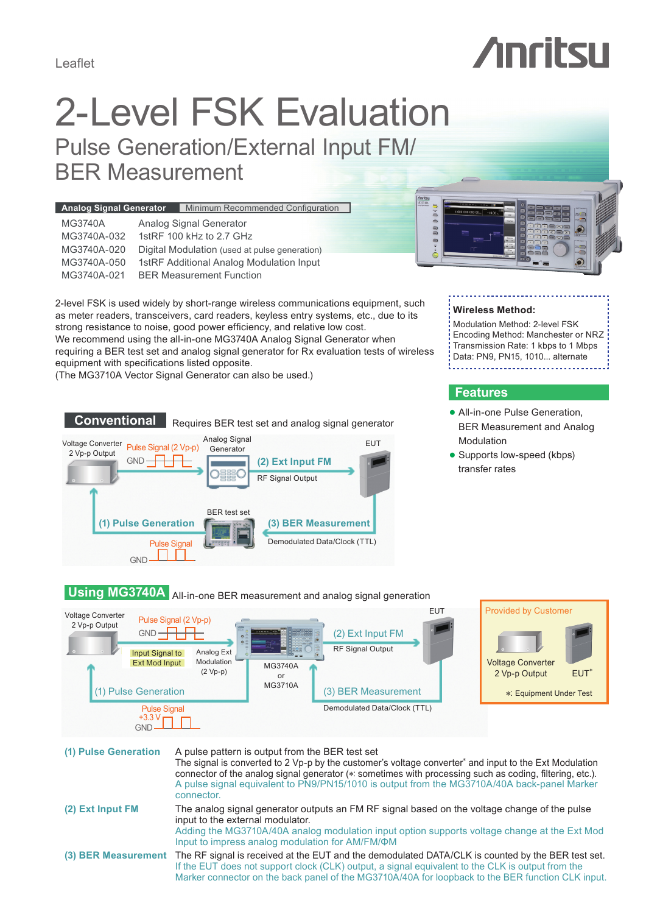Leaflet

# 2-Level FSK Evaluation

## Pulse Generation/External Input FM/ BER Measurement

| Analog Signal Generator | Minimum Recommended Configuration |
|---|---|
| MG3740A | Analog Signal Generator |
| MG3740A-032 | 1stRF 100 kHz to 2.7 GHz |
| MG3740A-020 | Digital Modulation (used at pulse generation) |
| MG3740A-050 | 1stRF Additional Analog Modulation Input |
| MG3740A-021 | BER Measurement Function |

2-level FSK is used widely by short-range wireless communications equipment, such as meter readers, transceivers, card readers, keyless entry systems, etc., due to its strong resistance to noise, good power efficiency, and relative low cost.
We recommend using the all-in-one MG3740A Analog Signal Generator when requiring a BER test set and analog signal generator for Rx evaluation tests of wireless equipment with specifications listed opposite.
(The MG3710A Vector Signal Generator can also be used.)

**Wireless Method:**

Modulation Method: 2-level FSK
Encoding Method: Manchester or NRZ
Transmission Rate: 1 kbps to 1 Mbps
Data: PN9, PN15, 1010... alternate

## Features

- All-in-one Pulse Generation, BER Measurement and Analog Modulation
- Supports low-speed (kbps) transfer rates

### Conventional

Requires BER test set and analog signal generator

Voltage Converter 2 Vp-p Output — Pulse Signal (2 Vp-p) GND — Analog Signal Generator — (2) Ext Input FM — RF Signal Output — EUT
(1) Pulse Generation — BER test set — Pulse Signal GND — (3) BER Measurement — Demodulated Data/Clock (TTL)

### Using MG3740A

All-in-one BER measurement and analog signal generation

Voltage Converter 2 Vp-p Output — Pulse Signal (2 Vp-p) GND — Input Signal to Ext Mod Input — Analog Ext Modulation (2 Vp-p) — MG3740A or MG3710A — (2) Ext Input FM — RF Signal Output — EUT
(1) Pulse Generation — Pulse Signal +3.3 V GND — (3) BER Measurement — Demodulated Data/Clock (TTL)

Provided by Customer: Voltage Converter 2 Vp-p Output; EUT*
*: Equipment Under Test

**(1) Pulse Generation**
A pulse pattern is output from the BER test set
The signal is converted to 2 Vp-p by the customer's voltage converter* and input to the Ext Modulation connector of the analog signal generator (*: sometimes with processing such as coding, filtering, etc.).
A pulse signal equivalent to PN9/PN15/1010 is output from the MG3710A/40A back-panel Marker connector.

**(2) Ext Input FM**
The analog signal generator outputs an FM RF signal based on the voltage change of the pulse input to the external modulator.
Adding the MG3710A/40A analog modulation input option supports voltage change at the Ext Mod Input to impress analog modulation for AM/FM/ΦM

**(3) BER Measurement**
The RF signal is received at the EUT and the demodulated DATA/CLK is counted by the BER test set.
If the EUT does not support clock (CLK) output, a signal equivalent to the CLK is output from the Marker connector on the back panel of the MG3710A/40A for loopback to the BER function CLK input.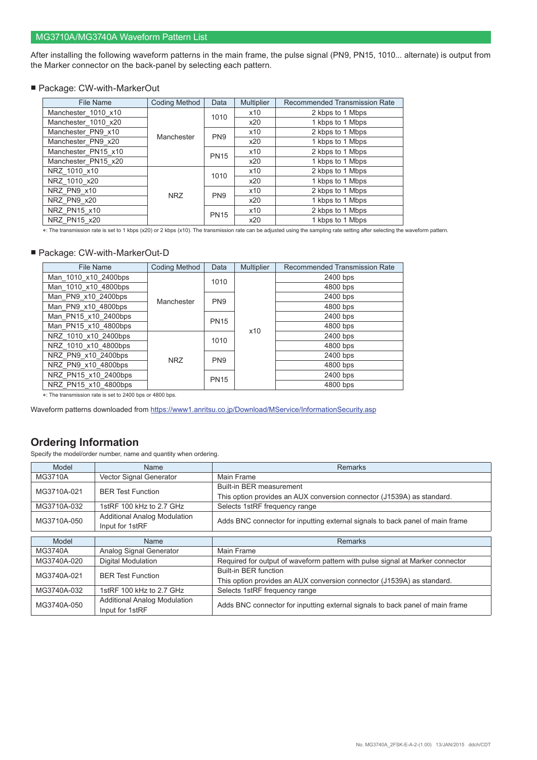## MG3710A/MG3740A Waveform Pattern List

After installing the following waveform patterns in the main frame, the pulse signal (PN9, PN15, 1010... alternate) is output from the Marker connector on the back-panel by selecting each pattern.

■ Package: CW-with-MarkerOut

| File Name | Coding Method | Data | Multiplier | Recommended Transmission Rate |
|---|---|---|---|---|
| Manchester_1010_x10 | Manchester | 1010 | x10 | 2 kbps to 1 Mbps |
| Manchester_1010_x20 | | | x20 | 1 kbps to 1 Mbps |
| Manchester_PN9_x10 | | PN9 | x10 | 2 kbps to 1 Mbps |
| Manchester_PN9_x20 | | | x20 | 1 kbps to 1 Mbps |
| Manchester_PN15_x10 | | PN15 | x10 | 2 kbps to 1 Mbps |
| Manchester_PN15_x20 | | | x20 | 1 kbps to 1 Mbps |
| NRZ_1010_x10 | NRZ | 1010 | x10 | 2 kbps to 1 Mbps |
| NRZ_1010_x20 | | | x20 | 1 kbps to 1 Mbps |
| NRZ_PN9_x10 | | PN9 | x10 | 2 kbps to 1 Mbps |
| NRZ_PN9_x20 | | | x20 | 1 kbps to 1 Mbps |
| NRZ_PN15_x10 | | PN15 | x10 | 2 kbps to 1 Mbps |
| NRZ_PN15_x20 | | | x20 | 1 kbps to 1 Mbps |

*: The transmission rate is set to 1 kbps (x20) or 2 kbps (x10). The transmission rate can be adjusted using the sampling rate setting after selecting the waveform pattern.

■ Package: CW-with-MarkerOut-D

| File Name | Coding Method | Data | Multiplier | Recommended Transmission Rate |
|---|---|---|---|---|
| Man_1010_x10_2400bps | Manchester | 1010 | x10 | 2400 bps |
| Man_1010_x10_4800bps | | | | 4800 bps |
| Man_PN9_x10_2400bps | | PN9 | | 2400 bps |
| Man_PN9_x10_4800bps | | | | 4800 bps |
| Man_PN15_x10_2400bps | | PN15 | | 2400 bps |
| Man_PN15_x10_4800bps | | | | 4800 bps |
| NRZ_1010_x10_2400bps | NRZ | 1010 | | 2400 bps |
| NRZ_1010_x10_4800bps | | | | 4800 bps |
| NRZ_PN9_x10_2400bps | | PN9 | | 2400 bps |
| NRZ_PN9_x10_4800bps | | | | 4800 bps |
| NRZ_PN15_x10_2400bps | | PN15 | | 2400 bps |
| NRZ_PN15_x10_4800bps | | | | 4800 bps |

*: The transmission rate is set to 2400 bps or 4800 bps.

Waveform patterns downloaded from https://www1.anritsu.co.jp/Download/MService/InformationSecurity.asp

## Ordering Information

Specify the model/order number, name and quantity when ordering.

| Model | Name | Remarks |
|---|---|---|
| MG3710A | Vector Signal Generator | Main Frame |
| MG3710A-021 | BER Test Function | Built-in BER measurement<br>This option provides an AUX conversion connector (J1539A) as standard. |
| MG3710A-032 | 1stRF 100 kHz to 2.7 GHz | Selects 1stRF frequency range |
| MG3710A-050 | Additional Analog Modulation Input for 1stRF | Adds BNC connector for inputting external signals to back panel of main frame |

| Model | Name | Remarks |
|---|---|---|
| MG3740A | Analog Signal Generator | Main Frame |
| MG3740A-020 | Digital Modulation | Required for output of waveform pattern with pulse signal at Marker connector |
| MG3740A-021 | BER Test Function | Built-in BER function<br>This option provides an AUX conversion connector (J1539A) as standard. |
| MG3740A-032 | 1stRF 100 kHz to 2.7 GHz | Selects 1stRF frequency range |
| MG3740A-050 | Additional Analog Modulation Input for 1stRF | Adds BNC connector for inputting external signals to back panel of main frame |

No. MG3740A_2FSK-E-A-2-(1.00) 13/JAN/2015 ddch/CDT